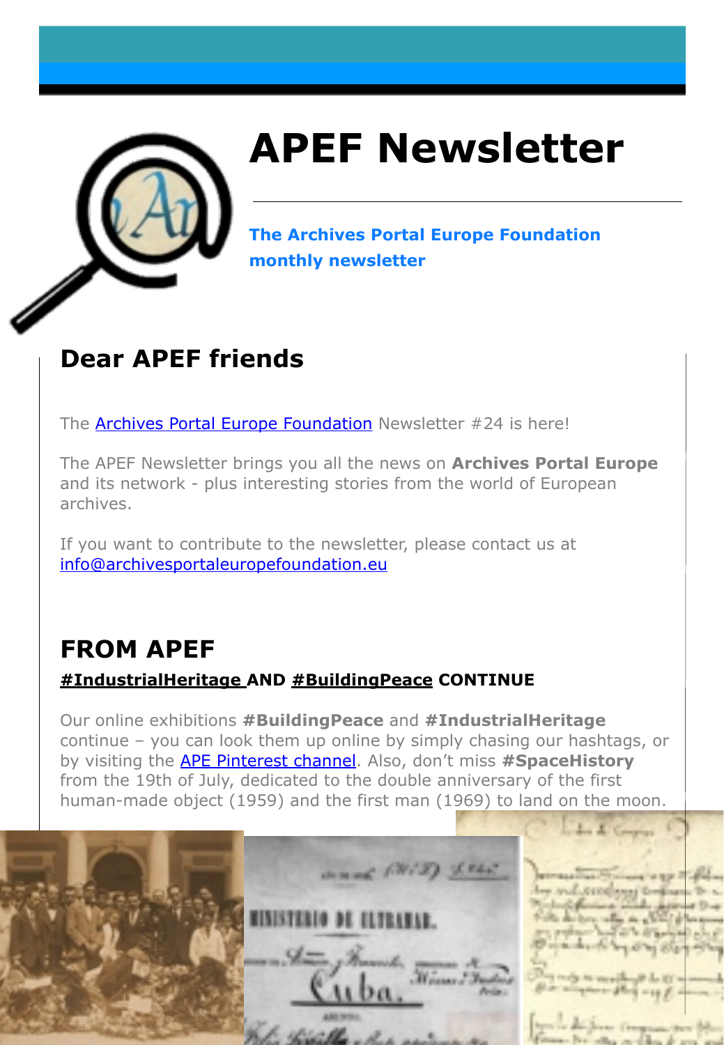# APEF Newsletter

**The Archives Portal Europe Foundation monthly newsletter**

## Dear APEF friends

The [Archives Portal Europe Foundation](#) Newsletter #24 is here!

The APEF Newsletter brings you all the news on **Archives Portal Europe** and its network - plus interesting stories from the world of European archives.

If you want to contribute to the newsletter, please contact us at [info@archivesportaleuropefoundation.eu](mailto:info@archivesportaleuropefoundation.eu)

## FROM APEF

### #IndustrialHeritage AND #BuildingPeace CONTINUE

Our online exhibitions **#BuildingPeace** and **#IndustrialHeritage** continue – you can look them up online by simply chasing our hashtags, or by visiting the [APE Pinterest channel](#). Also, don't miss **#SpaceHistory** from the 19th of July, dedicated to the double anniversary of the first human-made object (1959) and the first man (1969) to land on the moon.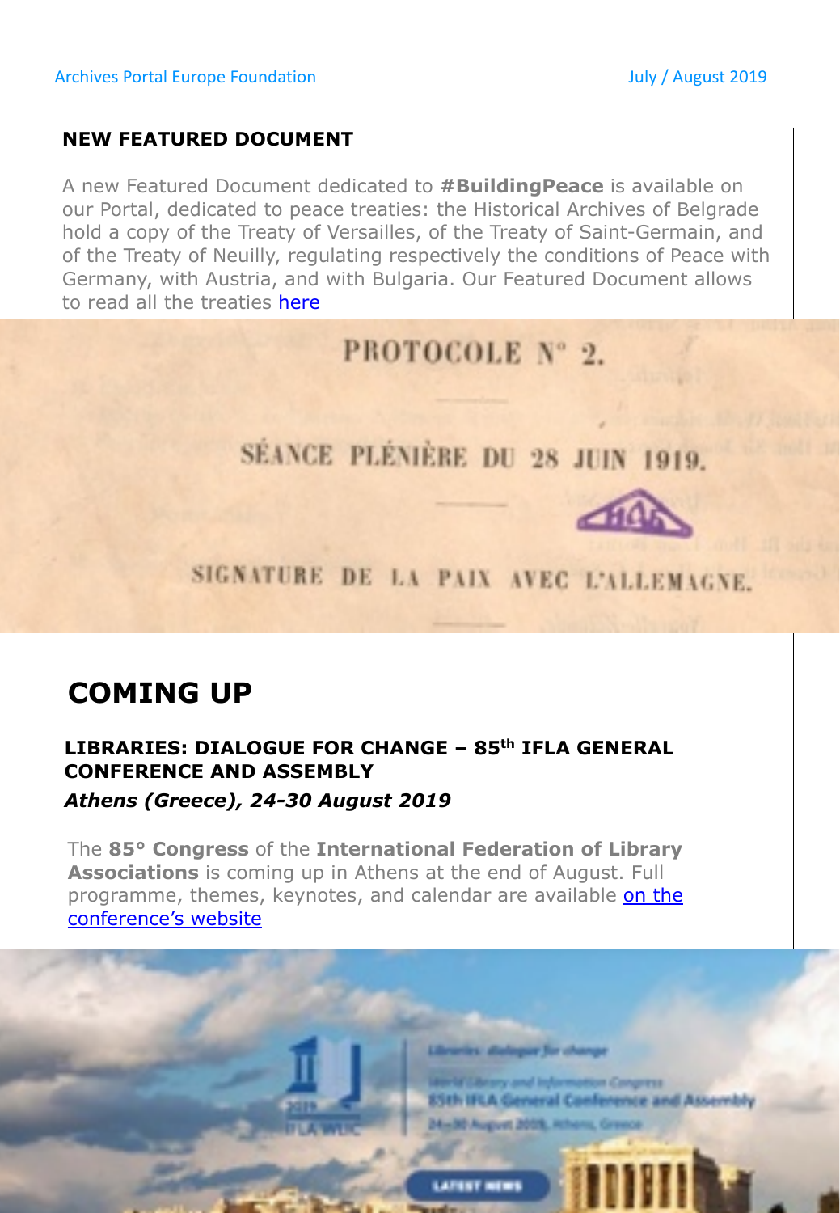## NEW FEATURED DOCUMENT

A new Featured Document dedicated to **#BuildingPeace** is available on our Portal, dedicated to peace treaties: the Historical Archives of Belgrade hold a copy of the Treaty of Versailles, of the Treaty of Saint-Germain, and of the Treaty of Neuilly, regulating respectively the conditions of Peace with Germany, with Austria, and with Bulgaria. Our Featured Document allows to read all the treaties [here]

# COMING UP

### LIBRARIES: DIALOGUE FOR CHANGE – 85th IFLA GENERAL CONFERENCE AND ASSEMBLY

***Athens (Greece), 24-30 August 2019***

The **85° Congress** of the **International Federation of Library Associations** is coming up in Athens at the end of August. Full programme, themes, keynotes, and calendar are available [on the conference's website]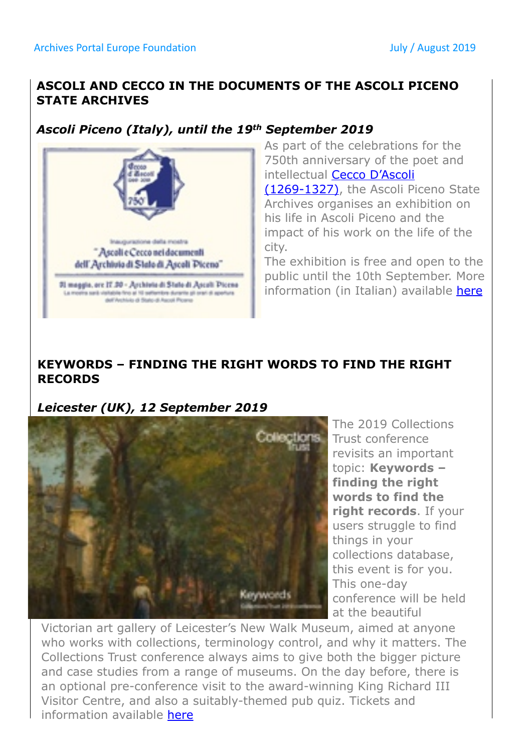## ASCOLI AND CECCO IN THE DOCUMENTS OF THE ASCOLI PICENO STATE ARCHIVES

### *Ascoli Piceno (Italy), until the 19th September 2019*

As part of the celebrations for the 750th anniversary of the poet and intellectual [Cecco D'Ascoli (1269-1327)](), the Ascoli Piceno State Archives organises an exhibition on his life in Ascoli Piceno and the impact of his work on the life of the city.

The exhibition is free and open to the public until the 10th September. More information (in Italian) available [here]()

## KEYWORDS – FINDING THE RIGHT WORDS TO FIND THE RIGHT RECORDS

### *Leicester (UK), 12 September 2019*

The 2019 Collections Trust conference revisits an important topic: **Keywords – finding the right words to find the right records**. If your users struggle to find things in your collections database, this event is for you. This one-day conference will be held at the beautiful Victorian art gallery of Leicester's New Walk Museum, aimed at anyone who works with collections, terminology control, and why it matters. The Collections Trust conference always aims to give both the bigger picture and case studies from a range of museums. On the day before, there is an optional pre-conference visit to the award-winning King Richard III Visitor Centre, and also a suitably-themed pub quiz. Tickets and information available [here]()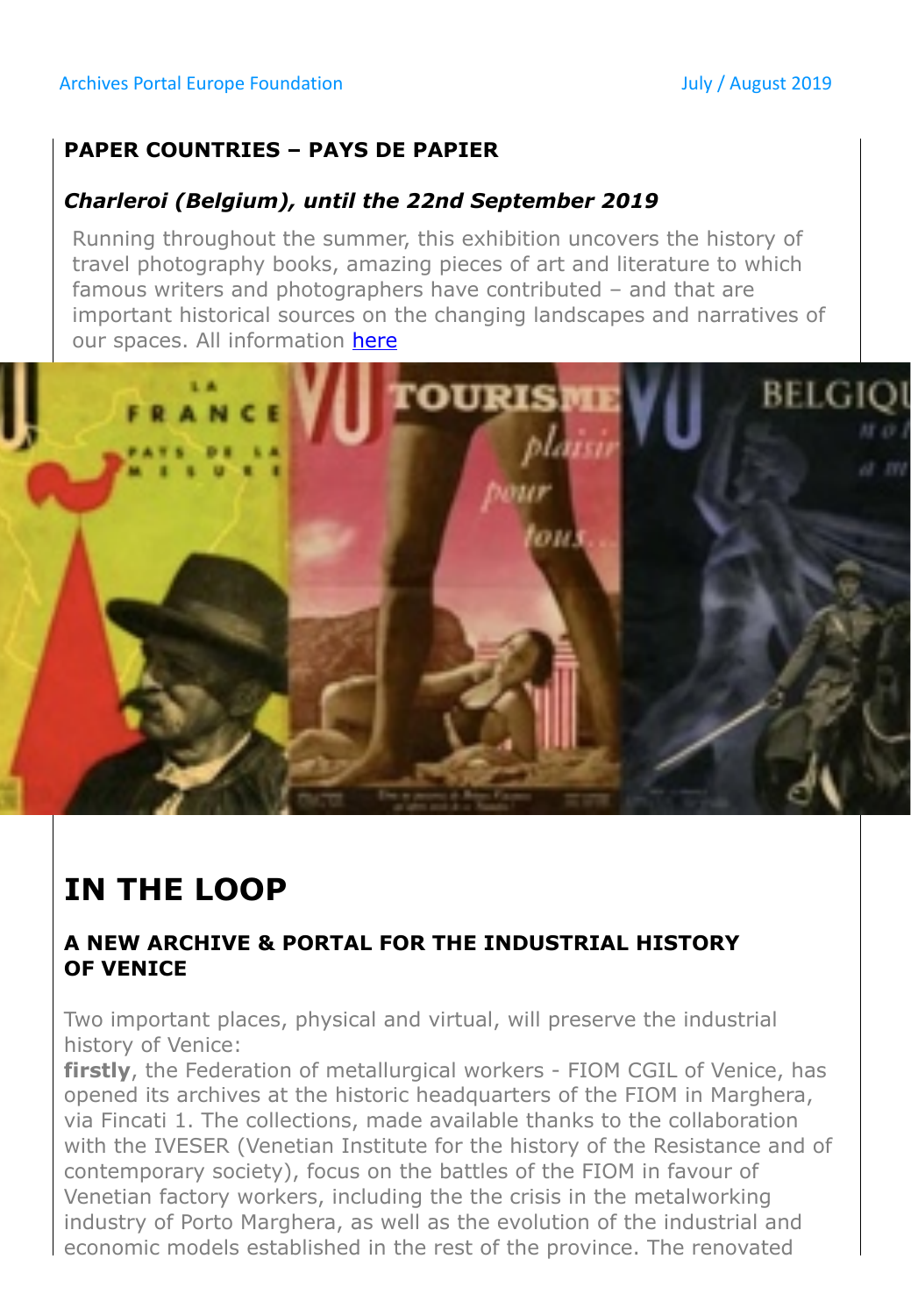**PAPER COUNTRIES – PAYS DE PAPIER**

***Charleroi (Belgium), until the 22nd September 2019***

Running throughout the summer, this exhibition uncovers the history of travel photography books, amazing pieces of art and literature to which famous writers and photographers have contributed – and that are important historical sources on the changing landscapes and narratives of our spaces. All information here

# IN THE LOOP

### A NEW ARCHIVE & PORTAL FOR THE INDUSTRIAL HISTORY OF VENICE

Two important places, physical and virtual, will preserve the industrial history of Venice:
**firstly**, the Federation of metallurgical workers - FIOM CGIL of Venice, has opened its archives at the historic headquarters of the FIOM in Marghera, via Fincati 1. The collections, made available thanks to the collaboration with the IVESER (Venetian Institute for the history of the Resistance and of contemporary society), focus on the battles of the FIOM in favour of Venetian factory workers, including the the crisis in the metalworking industry of Porto Marghera, as well as the evolution of the industrial and economic models established in the rest of the province. The renovated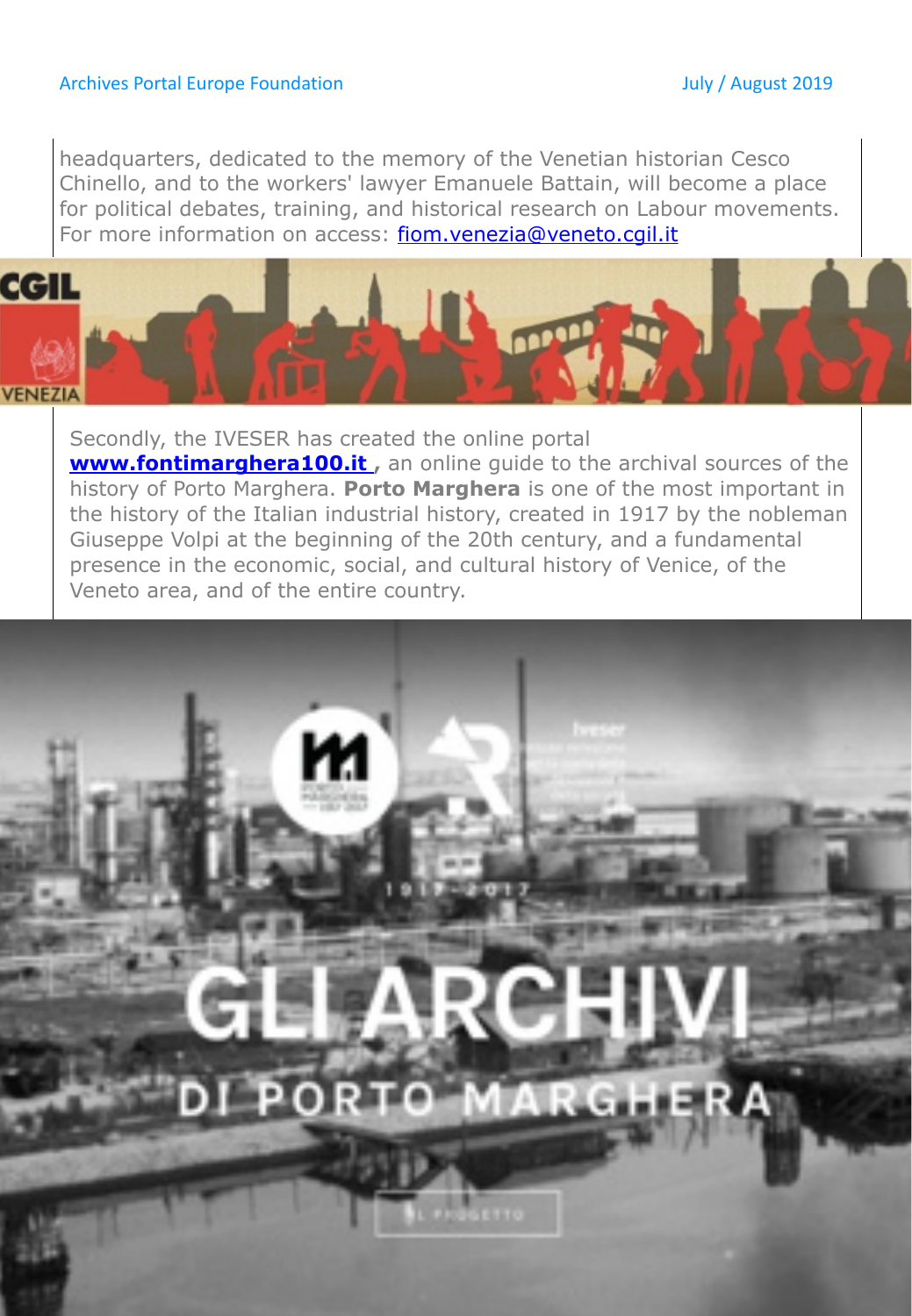headquarters, dedicated to the memory of the Venetian historian Cesco Chinello, and to the workers' lawyer Emanuele Battain, will become a place for political debates, training, and historical research on Labour movements. For more information on access: [fiom.venezia@veneto.cgil.it](mailto:fiom.venezia@veneto.cgil.it)

Secondly, the IVESER has created the online portal **[www.fontimarghera100.it](http://www.fontimarghera100.it)** , an online guide to the archival sources of the history of Porto Marghera. **Porto Marghera** is one of the most important in the history of the Italian industrial history, created in 1917 by the nobleman Giuseppe Volpi at the beginning of the 20th century, and a fundamental presence in the economic, social, and cultural history of Venice, of the Veneto area, and of the entire country.